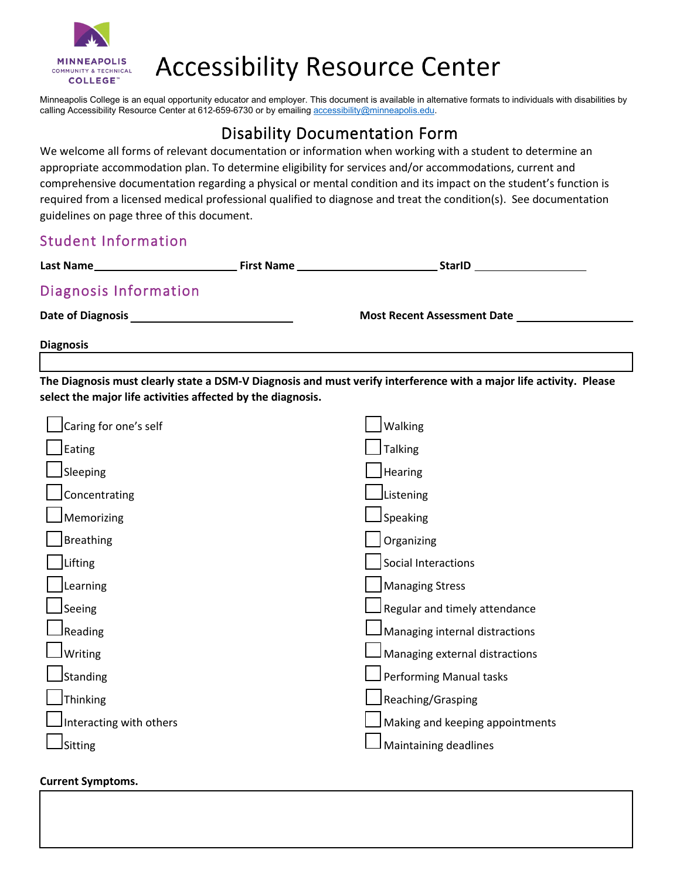MINNEAPOLIS COMMUNITY & TECHNICAL COLLEGE

# Accessibility Resource Center

Minneapolis College is an equal opportunity educator and employer. This document is available in alternative formats to individuals with disabilities by calling Accessibility Resource Center at 612-659-6730 or by emailing accessibility@minneapolis.edu.

## Disability Documentation Form

We welcome all forms of relevant documentation or information when working with a student to determine an appropriate accommodation plan. To determine eligibility for services and/or accommodations, current and comprehensive documentation regarding a physical or mental condition and its impact on the student's function is required from a licensed medical professional qualified to diagnose and treat the condition(s). See documentation guidelines on page three of this document.

### Student Information

**Last Name**\_\_\_\_\_\_\_\_\_\_\_\_\_\_\_\_\_\_\_\_\_\_\_\_ **First Name** \_\_\_\_\_\_\_\_\_\_\_\_\_\_\_\_\_\_\_\_\_\_\_\_ **StarID** \_\_\_\_\_\_\_\_\_\_\_\_\_\_\_\_\_\_\_\_

### Diagnosis Information

**Date of Diagnosis** \_\_\_\_\_\_\_\_\_\_\_\_\_\_\_\_\_\_\_\_\_\_\_\_\_\_\_ **Most Recent Assessment Date** \_\_\_\_\_\_\_\_\_\_\_\_\_\_\_\_\_\_\_\_

**Diagnosis**

**The Diagnosis must clearly state a DSM-V Diagnosis and must verify interference with a major life activity. Please select the major life activities affected by the diagnosis.**

- [ ] Caring for one's self
- [ ] Eating
- [ ] Sleeping
- [ ] Concentrating
- [ ] Memorizing
- [ ] Breathing
- [ ] Lifting
- [ ] Learning
- [ ] Seeing
- [ ] Reading
- [ ] Writing
- [ ] Standing
- [ ] Thinking
- [ ] Interacting with others
- [ ] Sitting
- [ ] Walking
- [ ] Talking
- [ ] Hearing
- [ ] Listening
- [ ] Speaking
- [ ] Organizing
- [ ] Social Interactions
- [ ] Managing Stress
- [ ] Regular and timely attendance
- [ ] Managing internal distractions
- [ ] Managing external distractions
- [ ] Performing Manual tasks
- [ ] Reaching/Grasping
- [ ] Making and keeping appointments
- [ ] Maintaining deadlines

**Current Symptoms.**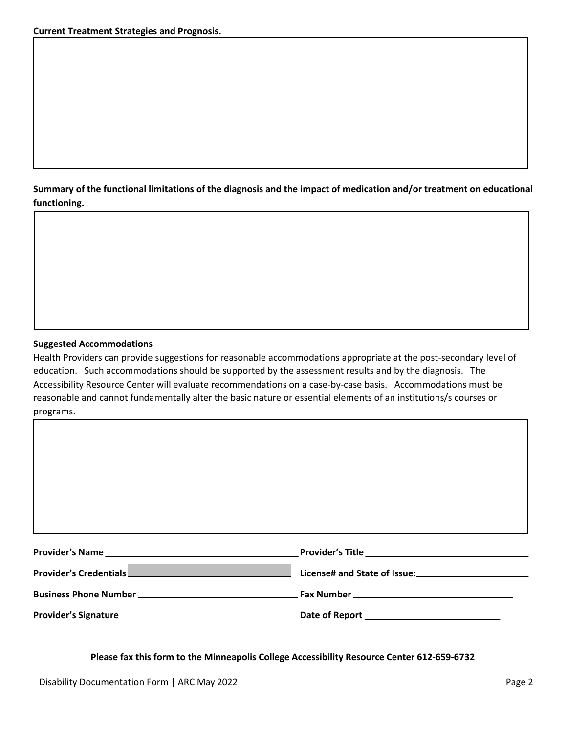**Current Treatment Strategies and Prognosis.**

**Summary of the functional limitations of the diagnosis and the impact of medication and/or treatment on educational functioning.**

**Suggested Accommodations**

Health Providers can provide suggestions for reasonable accommodations appropriate at the post-secondary level of education. Such accommodations should be supported by the assessment results and by the diagnosis. The Accessibility Resource Center will evaluate recommendations on a case-by-case basis. Accommodations must be reasonable and cannot fundamentally alter the basic nature or essential elements of an institutions/s courses or programs.

**Provider's Name** ______________________ **Provider's Title** ______________________

**Provider's Credentials** ______________________ **License# and State of Issue:** ______________________

**Business Phone Number** ______________________ **Fax Number** ______________________

**Provider's Signature** ______________________ **Date of Report** ______________________

**Please fax this form to the Minneapolis College Accessibility Resource Center 612-659-6732**

Disability Documentation Form | ARC May 2022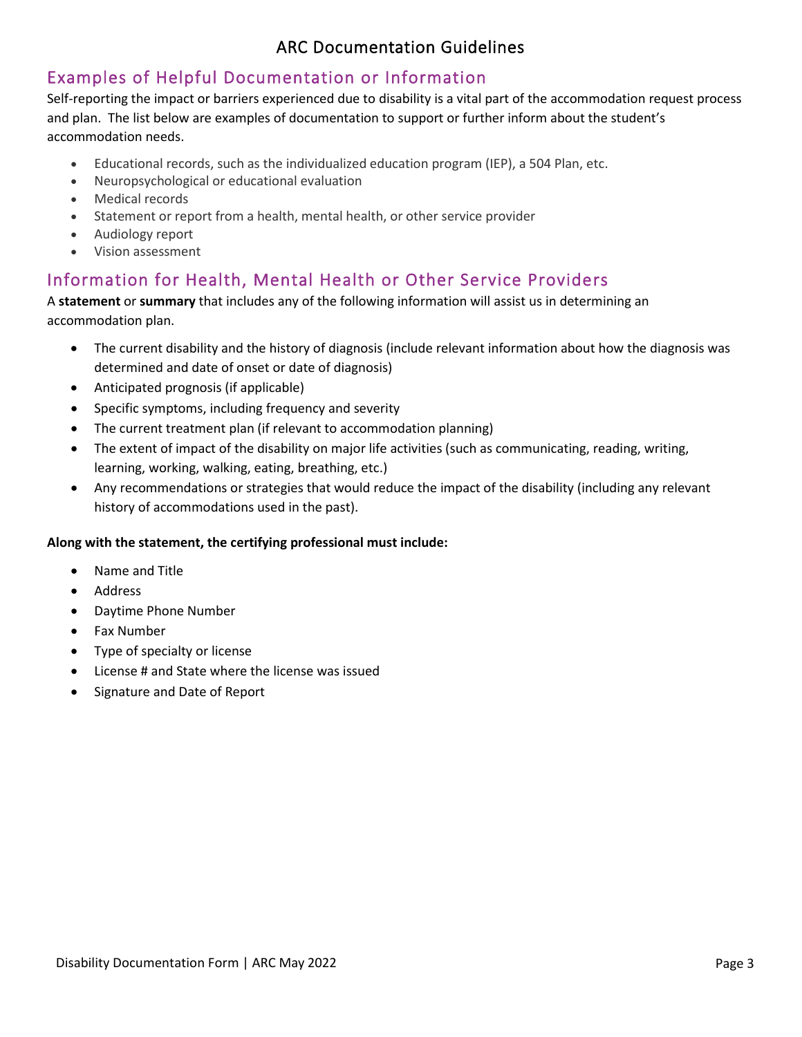# ARC Documentation Guidelines

## Examples of Helpful Documentation or Information

Self-reporting the impact or barriers experienced due to disability is a vital part of the accommodation request process and plan. The list below are examples of documentation to support or further inform about the student's accommodation needs.

- Educational records, such as the individualized education program (IEP), a 504 Plan, etc.
- Neuropsychological or educational evaluation
- Medical records
- Statement or report from a health, mental health, or other service provider
- Audiology report
- Vision assessment

## Information for Health, Mental Health or Other Service Providers

A **statement** or **summary** that includes any of the following information will assist us in determining an accommodation plan.

- The current disability and the history of diagnosis (include relevant information about how the diagnosis was determined and date of onset or date of diagnosis)
- Anticipated prognosis (if applicable)
- Specific symptoms, including frequency and severity
- The current treatment plan (if relevant to accommodation planning)
- The extent of impact of the disability on major life activities (such as communicating, reading, writing, learning, working, walking, eating, breathing, etc.)
- Any recommendations or strategies that would reduce the impact of the disability (including any relevant history of accommodations used in the past).

**Along with the statement, the certifying professional must include:**

- Name and Title
- Address
- Daytime Phone Number
- Fax Number
- Type of specialty or license
- License # and State where the license was issued
- Signature and Date of Report

Disability Documentation Form | ARC May 2022